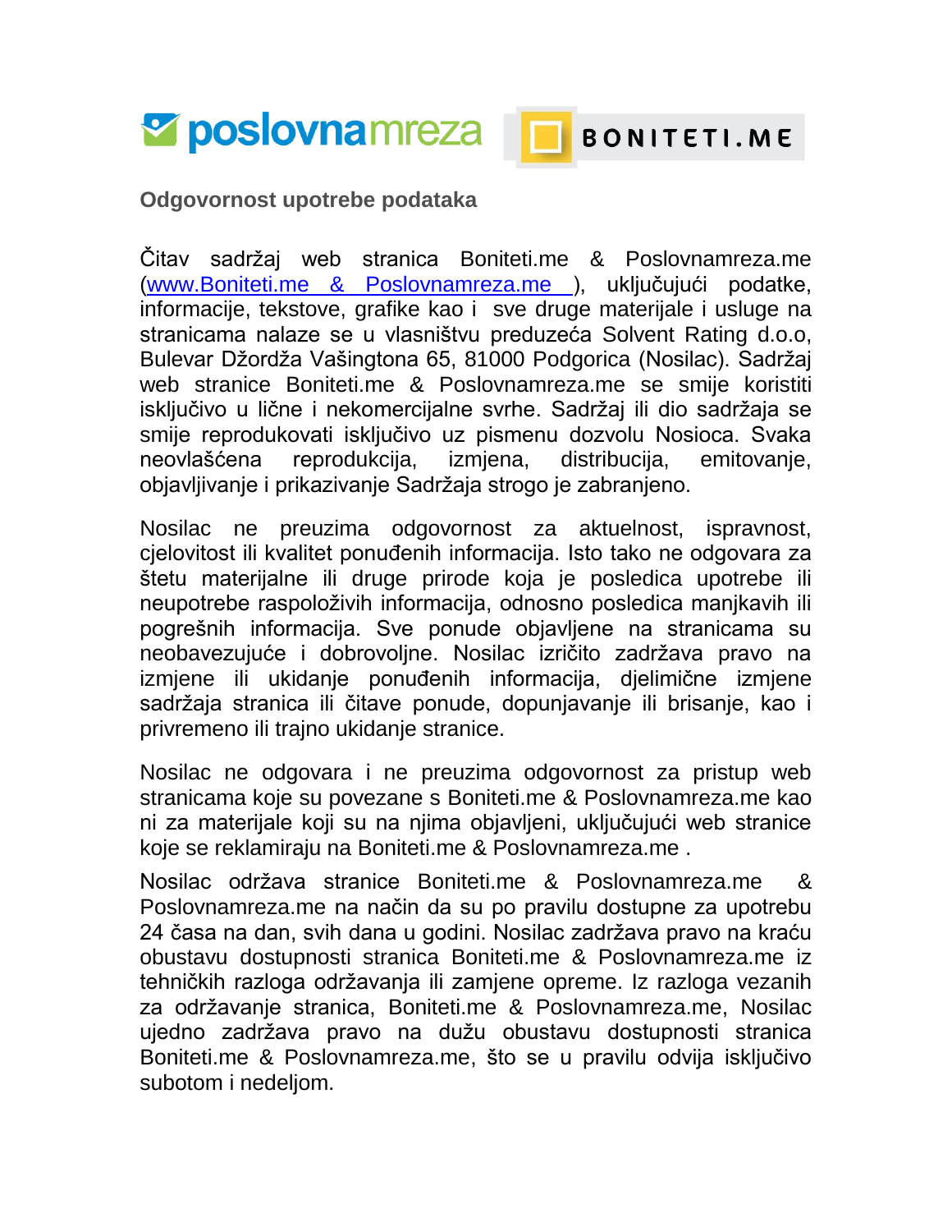poslovnamreza BONITETI.ME

## Odgovornost upotrebe podataka

Čitav sadržaj web stranica Boniteti.me & Poslovnamreza.me (www.Boniteti.me & Poslovnamreza.me ), uključujući podatke, informacije, tekstove, grafike kao i sve druge materijale i usluge na stranicama nalaze se u vlasništvu preduzeća Solvent Rating d.o.o, Bulevar Džordža Vašingtona 65, 81000 Podgorica (Nosilac). Sadržaj web stranice Boniteti.me & Poslovnamreza.me se smije koristiti isključivo u lične i nekomercijalne svrhe. Sadržaj ili dio sadržaja se smije reprodukovati isključivo uz pismenu dozvolu Nosioca. Svaka neovlašćena reprodukcija, izmjena, distribucija, emitovanje, objavljivanje i prikazivanje Sadržaja strogo je zabranjeno.

Nosilac ne preuzima odgovornost za aktuelnost, ispravnost, cjelovitost ili kvalitet ponuđenih informacija. Isto tako ne odgovara za štetu materijalne ili druge prirode koja je posledica upotrebe ili neupotrebe raspoloživih informacija, odnosno posledica manjkavih ili pogrešnih informacija. Sve ponude objavljene na stranicama su neobavezujuće i dobrovoljne. Nosilac izričito zadržava pravo na izmjene ili ukidanje ponuđenih informacija, djelimične izmjene sadržaja stranica ili čitave ponude, dopunjavanje ili brisanje, kao i privremeno ili trajno ukidanje stranice.

Nosilac ne odgovara i ne preuzima odgovornost za pristup web stranicama koje su povezane s Boniteti.me & Poslovnamreza.me kao ni za materijale koji su na njima objavljeni, uključujući web stranice koje se reklamiraju na Boniteti.me & Poslovnamreza.me .

Nosilac održava stranice Boniteti.me & Poslovnamreza.me & Poslovnamreza.me na način da su po pravilu dostupne za upotrebu 24 časa na dan, svih dana u godini. Nosilac zadržava pravo na kraću obustavu dostupnosti stranica Boniteti.me & Poslovnamreza.me iz tehničkih razloga održavanja ili zamjene opreme. Iz razloga vezanih za održavanje stranica, Boniteti.me & Poslovnamreza.me, Nosilac ujedno zadržava pravo na dužu obustavu dostupnosti stranica Boniteti.me & Poslovnamreza.me, što se u pravilu odvija isključivo subotom i nedeljom.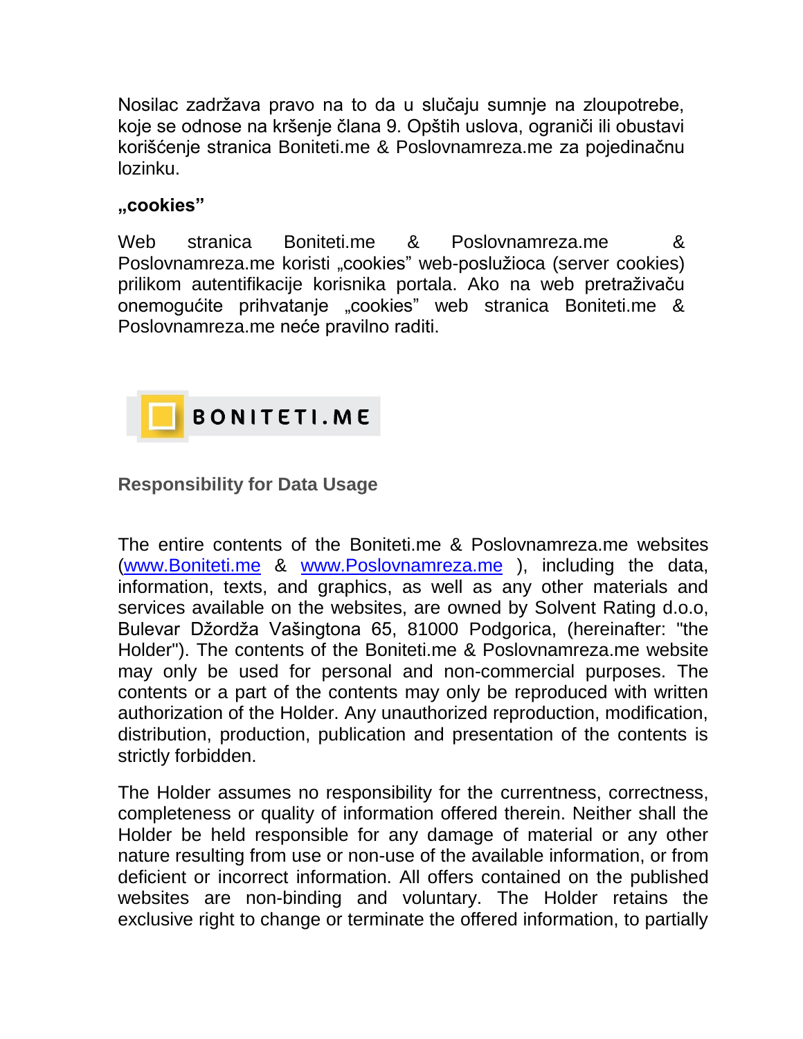Nosilac zadržava pravo na to da u slučaju sumnje na zloupotrebe, koje se odnose na kršenje člana 9. Opštih uslova, ograniči ili obustavi korišćenje stranica Boniteti.me & Poslovnamreza.me za pojedinačnu lozinku.

**„cookies"**

Web stranica Boniteti.me & Poslovnamreza.me & Poslovnamreza.me koristi „cookies" web-poslužioca (server cookies) prilikom autentifikacije korisnika portala. Ako na web pretraživaču onemogućite prihvatanje „cookies" web stranica Boniteti.me & Poslovnamreza.me neće pravilno raditi.

BONITETI.ME

## Responsibility for Data Usage

The entire contents of the Boniteti.me & Poslovnamreza.me websites (www.Boniteti.me & www.Poslovnamreza.me ), including the data, information, texts, and graphics, as well as any other materials and services available on the websites, are owned by Solvent Rating d.o.o, Bulevar Džordža Vašingtona 65, 81000 Podgorica, (hereinafter: "the Holder"). The contents of the Boniteti.me & Poslovnamreza.me website may only be used for personal and non-commercial purposes. The contents or a part of the contents may only be reproduced with written authorization of the Holder. Any unauthorized reproduction, modification, distribution, production, publication and presentation of the contents is strictly forbidden.

The Holder assumes no responsibility for the currentness, correctness, completeness or quality of information offered therein. Neither shall the Holder be held responsible for any damage of material or any other nature resulting from use or non-use of the available information, or from deficient or incorrect information. All offers contained on the published websites are non-binding and voluntary. The Holder retains the exclusive right to change or terminate the offered information, to partially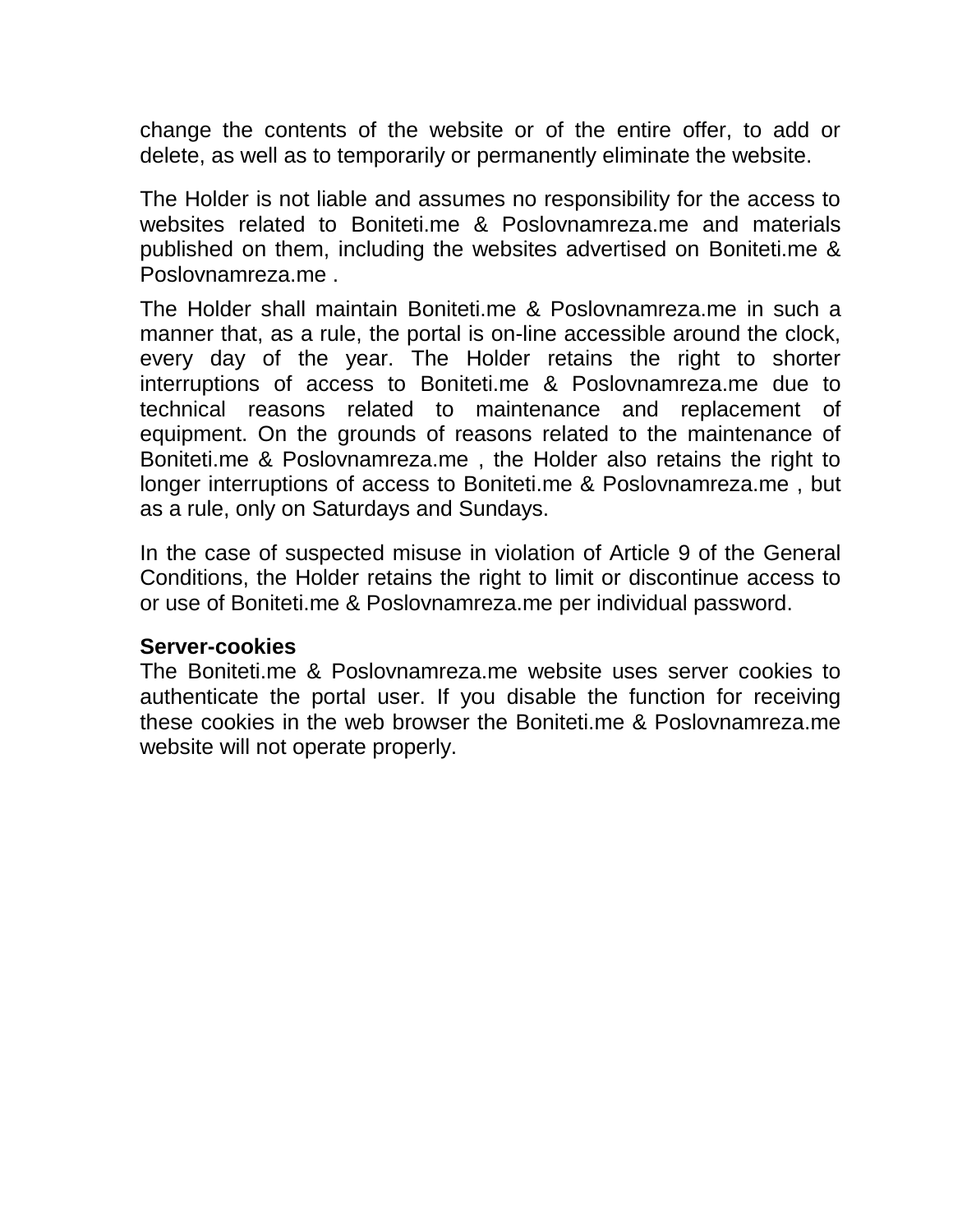change the contents of the website or of the entire offer, to add or delete, as well as to temporarily or permanently eliminate the website.

The Holder is not liable and assumes no responsibility for the access to websites related to Boniteti.me & Poslovnamreza.me and materials published on them, including the websites advertised on Boniteti.me & Poslovnamreza.me .

The Holder shall maintain Boniteti.me & Poslovnamreza.me in such a manner that, as a rule, the portal is on-line accessible around the clock, every day of the year. The Holder retains the right to shorter interruptions of access to Boniteti.me & Poslovnamreza.me due to technical reasons related to maintenance and replacement of equipment. On the grounds of reasons related to the maintenance of Boniteti.me & Poslovnamreza.me , the Holder also retains the right to longer interruptions of access to Boniteti.me & Poslovnamreza.me , but as a rule, only on Saturdays and Sundays.

In the case of suspected misuse in violation of Article 9 of the General Conditions, the Holder retains the right to limit or discontinue access to or use of Boniteti.me & Poslovnamreza.me per individual password.

**Server-cookies**

The Boniteti.me & Poslovnamreza.me website uses server cookies to authenticate the portal user. If you disable the function for receiving these cookies in the web browser the Boniteti.me & Poslovnamreza.me website will not operate properly.